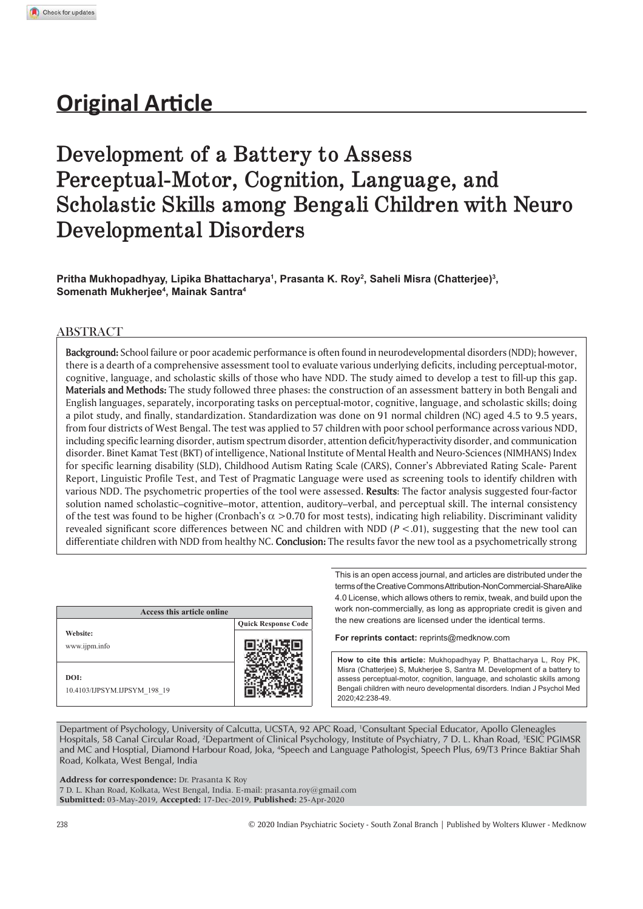# Original Article

# Development of a Battery to Assess Perceptual-Motor, Cognition, Language, and Scholastic Skills among Bengali Children with Neuro Developmental Disorders

**Pritha Mukhopadhyay, Lipika Bhattacharya[1], Prasanta K. Roy[2], Saheli Misra (Chatterjee)[3], Somenath Mukherjee[4], Mainak Santra[4]**

## ABSTRACT

**Background:** School failure or poor academic performance is often found in neurodevelopmental disorders (NDD); however, there is a dearth of a comprehensive assessment tool to evaluate various underlying deficits, including perceptual-motor, cognitive, language, and scholastic skills of those who have NDD. The study aimed to develop a test to fill-up this gap. **Materials and Methods:** The study followed three phases: the construction of an assessment battery in both Bengali and English languages, separately, incorporating tasks on perceptual-motor, cognitive, language, and scholastic skills; doing a pilot study, and finally, standardization. Standardization was done on 91 normal children (NC) aged 4.5 to 9.5 years, from four districts of West Bengal. The test was applied to 57 children with poor school performance across various NDD, including specific learning disorder, autism spectrum disorder, attention deficit/hyperactivity disorder, and communication disorder. Binet Kamat Test (BKT) of intelligence, National Institute of Mental Health and Neuro-Sciences (NIMHANS) Index for specific learning disability (SLD), Childhood Autism Rating Scale (CARS), Conner's Abbreviated Rating Scale- Parent Report, Linguistic Profile Test, and Test of Pragmatic Language were used as screening tools to identify children with various NDD. The psychometric properties of the tool were assessed. **Results**: The factor analysis suggested four-factor solution named scholastic–cognitive–motor, attention, auditory–verbal, and perceptual skill. The internal consistency of the test was found to be higher (Cronbach's $\alpha > 0.70$ for most tests), indicating high reliability. Discriminant validity revealed significant score differences between NC and children with NDD ($P < .01$), suggesting that the new tool can differentiate children with NDD from healthy NC. **Conclusion:** The results favor the new tool as a psychometrically strong

| Access this article online | |
|---|---|
| **Website:** www.ijpm.info | **Quick Response Code** |
| **DOI:** 10.4103/IJPSYM.IJPSYM_198_19 | |

This is an open access journal, and articles are distributed under the terms of the Creative Commons Attribution-NonCommercial-ShareAlike 4.0 License, which allows others to remix, tweak, and build upon the work non-commercially, as long as appropriate credit is given and the new creations are licensed under the identical terms.

**For reprints contact:** reprints@medknow.com

**How to cite this article:** Mukhopadhyay P, Bhattacharya L, Roy PK, Misra (Chatterjee) S, Mukherjee S, Santra M. Development of a battery to assess perceptual-motor, cognition, language, and scholastic skills among Bengali children with neuro developmental disorders. Indian J Psychol Med 2020;42:238-49.

Department of Psychology, University of Calcutta, UCSTA, 92 APC Road, [1]Consultant Special Educator, Apollo Gleneagles Hospitals, 58 Canal Circular Road, [2]Department of Clinical Psychology, Institute of Psychiatry, 7 D. L. Khan Road, [3]ESIC PGIMSR and MC and Hosptial, Diamond Harbour Road, Joka, [4]Speech and Language Pathologist, Speech Plus, 69/T3 Prince Baktiar Shah Road, Kolkata, West Bengal, India

**Address for correspondence:** Dr. Prasanta K Roy
7 D. L. Khan Road, Kolkata, West Bengal, India. E-mail: prasanta.roy@gmail.com
**Submitted:** 03-May-2019, **Accepted:** 17-Dec-2019, **Published:** 25-Apr-2020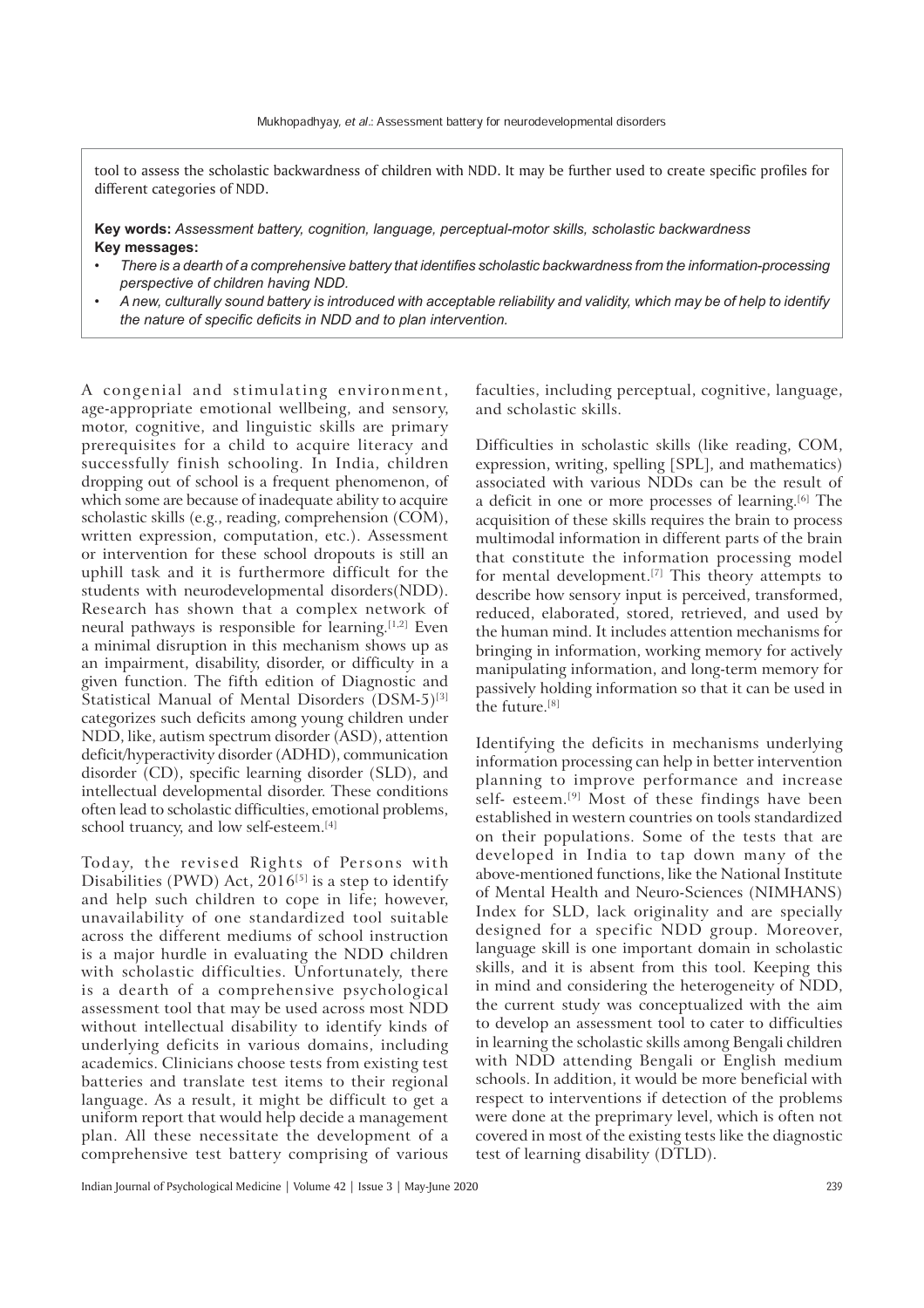tool to assess the scholastic backwardness of children with NDD. It may be further used to create specific profiles for different categories of NDD.

**Key words:** *Assessment battery, cognition, language, perceptual-motor skills, scholastic backwardness*

**Key messages:**

- *There is a dearth of a comprehensive battery that identifies scholastic backwardness from the information-processing perspective of children having NDD.*
- *A new, culturally sound battery is introduced with acceptable reliability and validity, which may be of help to identify the nature of specific deficits in NDD and to plan intervention.*

A congenial and stimulating environment, age-appropriate emotional wellbeing, and sensory, motor, cognitive, and linguistic skills are primary prerequisites for a child to acquire literacy and successfully finish schooling. In India, children dropping out of school is a frequent phenomenon, of which some are because of inadequate ability to acquire scholastic skills (e.g., reading, comprehension (COM), written expression, computation, etc.). Assessment or intervention for these school dropouts is still an uphill task and it is furthermore difficult for the students with neurodevelopmental disorders(NDD). Research has shown that a complex network of neural pathways is responsible for learning.[1,2] Even a minimal disruption in this mechanism shows up as an impairment, disability, disorder, or difficulty in a given function. The fifth edition of Diagnostic and Statistical Manual of Mental Disorders (DSM-5)[3] categorizes such deficits among young children under NDD, like, autism spectrum disorder (ASD), attention deficit/hyperactivity disorder (ADHD), communication disorder (CD), specific learning disorder (SLD), and intellectual developmental disorder. These conditions often lead to scholastic difficulties, emotional problems, school truancy, and low self-esteem.[4]

Today, the revised Rights of Persons with Disabilities (PWD) Act, 2016[5] is a step to identify and help such children to cope in life; however, unavailability of one standardized tool suitable across the different mediums of school instruction is a major hurdle in evaluating the NDD children with scholastic difficulties. Unfortunately, there is a dearth of a comprehensive psychological assessment tool that may be used across most NDD without intellectual disability to identify kinds of underlying deficits in various domains, including academics. Clinicians choose tests from existing test batteries and translate test items to their regional language. As a result, it might be difficult to get a uniform report that would help decide a management plan. All these necessitate the development of a comprehensive test battery comprising of various faculties, including perceptual, cognitive, language, and scholastic skills.

Difficulties in scholastic skills (like reading, COM, expression, writing, spelling [SPL], and mathematics) associated with various NDDs can be the result of a deficit in one or more processes of learning.[6] The acquisition of these skills requires the brain to process multimodal information in different parts of the brain that constitute the information processing model for mental development.[7] This theory attempts to describe how sensory input is perceived, transformed, reduced, elaborated, stored, retrieved, and used by the human mind. It includes attention mechanisms for bringing in information, working memory for actively manipulating information, and long-term memory for passively holding information so that it can be used in the future.[8]

Identifying the deficits in mechanisms underlying information processing can help in better intervention planning to improve performance and increase self- esteem.[9] Most of these findings have been established in western countries on tools standardized on their populations. Some of the tests that are developed in India to tap down many of the above-mentioned functions, like the National Institute of Mental Health and Neuro-Sciences (NIMHANS) Index for SLD, lack originality and are specially designed for a specific NDD group. Moreover, language skill is one important domain in scholastic skills, and it is absent from this tool. Keeping this in mind and considering the heterogeneity of NDD, the current study was conceptualized with the aim to develop an assessment tool to cater to difficulties in learning the scholastic skills among Bengali children with NDD attending Bengali or English medium schools. In addition, it would be more beneficial with respect to interventions if detection of the problems were done at the preprimary level, which is often not covered in most of the existing tests like the diagnostic test of learning disability (DTLD).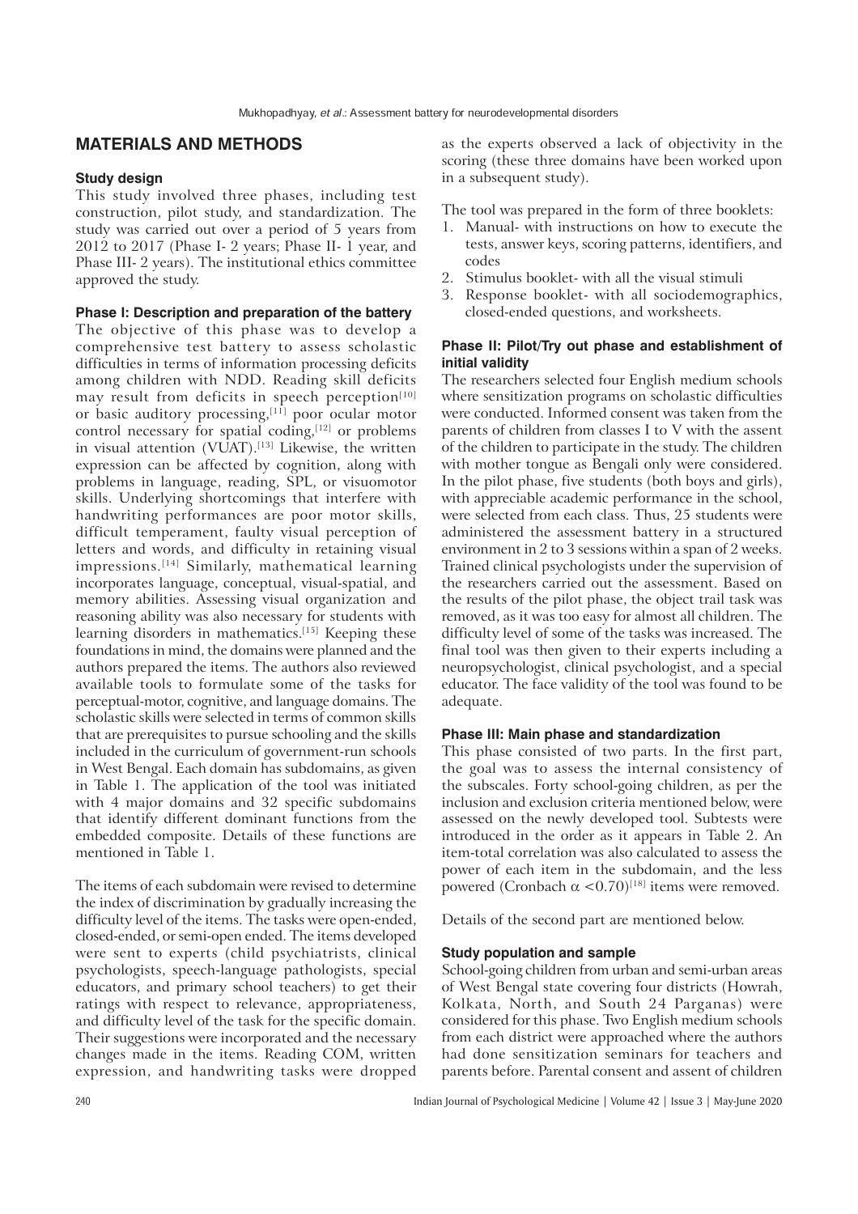## MATERIALS AND METHODS

### Study design

This study involved three phases, including test construction, pilot study, and standardization. The study was carried out over a period of 5 years from 2012 to 2017 (Phase I- 2 years; Phase II- 1 year, and Phase III- 2 years). The institutional ethics committee approved the study.

### Phase I: Description and preparation of the battery

The objective of this phase was to develop a comprehensive test battery to assess scholastic difficulties in terms of information processing deficits among children with NDD. Reading skill deficits may result from deficits in speech perception[10] or basic auditory processing,[11] poor ocular motor control necessary for spatial coding,[12] or problems in visual attention (VUAT).[13] Likewise, the written expression can be affected by cognition, along with problems in language, reading, SPL, or visuomotor skills. Underlying shortcomings that interfere with handwriting performances are poor motor skills, difficult temperament, faulty visual perception of letters and words, and difficulty in retaining visual impressions.[14] Similarly, mathematical learning incorporates language, conceptual, visual-spatial, and memory abilities. Assessing visual organization and reasoning ability was also necessary for students with learning disorders in mathematics.[15] Keeping these foundations in mind, the domains were planned and the authors prepared the items. The authors also reviewed available tools to formulate some of the tasks for perceptual-motor, cognitive, and language domains. The scholastic skills were selected in terms of common skills that are prerequisites to pursue schooling and the skills included in the curriculum of government-run schools in West Bengal. Each domain has subdomains, as given in Table 1. The application of the tool was initiated with 4 major domains and 32 specific subdomains that identify different dominant functions from the embedded composite. Details of these functions are mentioned in Table 1.

The items of each subdomain were revised to determine the index of discrimination by gradually increasing the difficulty level of the items. The tasks were open-ended, closed-ended, or semi-open ended. The items developed were sent to experts (child psychiatrists, clinical psychologists, speech-language pathologists, special educators, and primary school teachers) to get their ratings with respect to relevance, appropriateness, and difficulty level of the task for the specific domain. Their suggestions were incorporated and the necessary changes made in the items. Reading COM, written expression, and handwriting tasks were dropped as the experts observed a lack of objectivity in the scoring (these three domains have been worked upon in a subsequent study).

The tool was prepared in the form of three booklets:

1. Manual- with instructions on how to execute the tests, answer keys, scoring patterns, identifiers, and codes
2. Stimulus booklet- with all the visual stimuli
3. Response booklet- with all sociodemographics, closed-ended questions, and worksheets.

### Phase II: Pilot/Try out phase and establishment of initial validity

The researchers selected four English medium schools where sensitization programs on scholastic difficulties were conducted. Informed consent was taken from the parents of children from classes I to V with the assent of the children to participate in the study. The children with mother tongue as Bengali only were considered. In the pilot phase, five students (both boys and girls), with appreciable academic performance in the school, were selected from each class. Thus, 25 students were administered the assessment battery in a structured environment in 2 to 3 sessions within a span of 2 weeks. Trained clinical psychologists under the supervision of the researchers carried out the assessment. Based on the results of the pilot phase, the object trail task was removed, as it was too easy for almost all children. The difficulty level of some of the tasks was increased. The final tool was then given to their experts including a neuropsychologist, clinical psychologist, and a special educator. The face validity of the tool was found to be adequate.

### Phase III: Main phase and standardization

This phase consisted of two parts. In the first part, the goal was to assess the internal consistency of the subscales. Forty school-going children, as per the inclusion and exclusion criteria mentioned below, were assessed on the newly developed tool. Subtests were introduced in the order as it appears in Table 2. An item-total correlation was also calculated to assess the power of each item in the subdomain, and the less powered (Cronbach $\alpha < 0.70$)[18] items were removed.

Details of the second part are mentioned below.

### Study population and sample

School-going children from urban and semi-urban areas of West Bengal state covering four districts (Howrah, Kolkata, North, and South 24 Parganas) were considered for this phase. Two English medium schools from each district were approached where the authors had done sensitization seminars for teachers and parents before. Parental consent and assent of children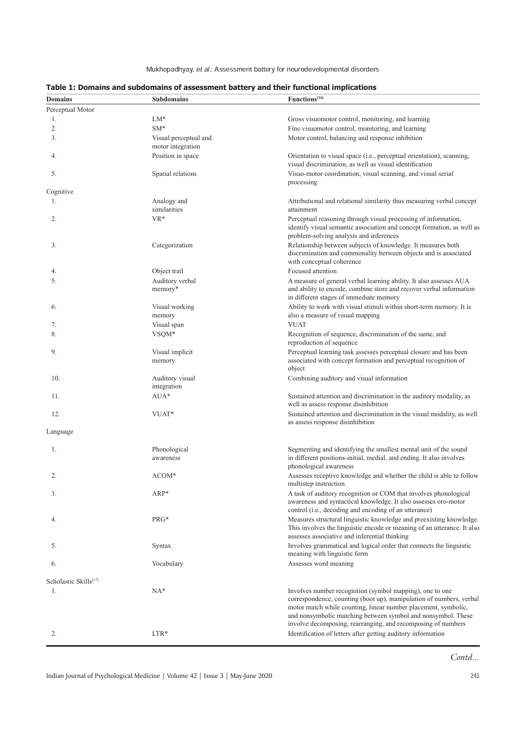**Table 1: Domains and subdomains of assessment battery and their functional implications**

| Domains | Subdomains | Functions[16] |
|---|---|---|
| Perceptual Motor | | |
| 1. | LM* | Gross visuomotor control, monitoring, and learning |
| 2. | SM* | Fine visuomotor control, monitoring, and learning |
| 3. | Visual perceptual and motor integration | Motor control, balancing and response inhibition |
| 4. | Position in space | Orientation to visual space (i.e., perceptual orientation), scanning, visual discrimination, as well as visual identification |
| 5. | Spatial relations | Visuo-motor coordination, visual scanning, and visual serial processing |
| Cognitive | | |
| 1. | Analogy and similarities | Attributional and relational similarity thus measuring verbal concept attainment |
| 2. | VR* | Perceptual reasoning through visual processing of information, identify visual semantic association and concept formation, as well as problem-solving analysis and inferences |
| 3. | Categorization | Relationship between subjects of knowledge. It measures both discrimination and commonality between objects and is associated with conceptual coherence |
| 4. | Object trail | Focused attention |
| 5. | Auditory verbal memory* | A measure of general verbal learning ability. It also assesses AUA and ability to encode, combine store and recover verbal information in different stages of immediate memory |
| 6. | Visual working memory | Ability to work with visual stimuli within short-term memory. It is also a measure of visual mapping |
| 7. | Visual span | VUAT |
| 8. | VSQM* | Recognition of sequence, discrimination of the same, and reproduction of sequence |
| 9. | Visual implicit memory | Perceptual learning task assesses perceptual closure and has been associated with concept formation and perceptual recognition of object |
| 10. | Auditory visual integration | Combining auditory and visual information |
| 11. | AUA* | Sustained attention and discrimination in the auditory modality, as well as assess response disinhibition |
| 12. | VUAT* | Sustained attention and discrimination in the visual modality, as well as assess response disinhibition |
| Language | | |
| 1. | Phonological awareness | Segmenting and identifying the smallest mental unit of the sound in different positions-initial, medial, and ending. It also involves phonological awareness |
| 2. | ACOM* | Assesses receptive knowledge and whether the child is able to follow multistep instruction |
| 3. | ARP* | A task of auditory recognition or COM that involves phonological awareness and syntactical knowledge. It also assesses oro-motor control (i.e., decoding and encoding of an utterance) |
| 4. | PRG* | Measures structural linguistic knowledge and preexisting knowledge. This involves the linguistic encode or meaning of an utterance. It also assesses associative and inferential thinking |
| 5. | Syntax | Involves grammatical and logical order that connects the linguistic meaning with linguistic form |
| 6. | Vocabulary | Assesses word meaning |
| Scholastic Skills[17] | | |
| 1. | NA* | Involves number recognition (symbol mapping), one to one correspondence, counting (boot up), manipulation of numbers, verbal motor match while counting, linear number placement, symbolic, and nonsymbolic matching between symbol and nonsymbol. These involve decomposing, rearranging, and recomposing of numbers |
| 2. | LTR* | Identification of letters after getting auditory information |

*Contd...*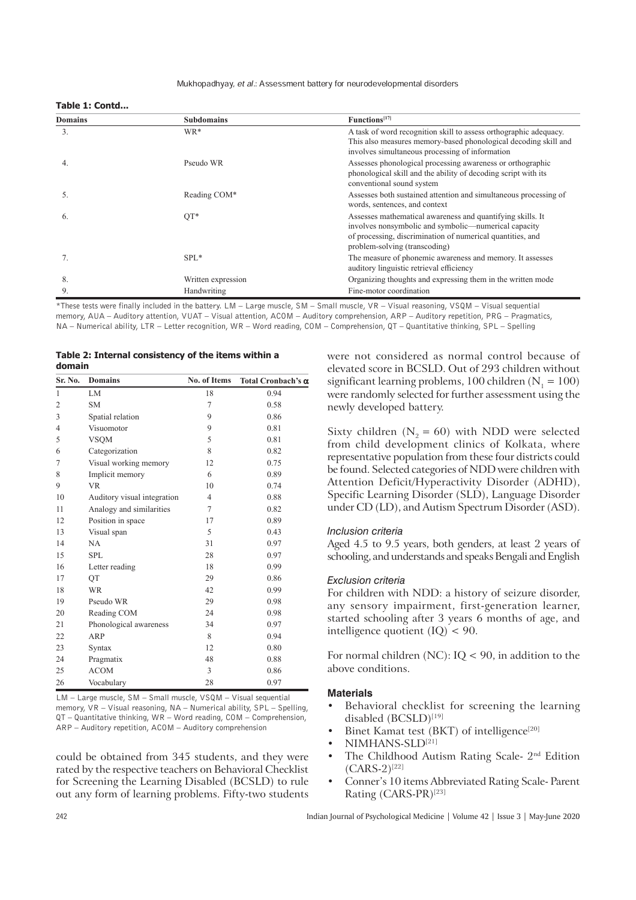**Table 1: Contd...**

| Domains | Subdomains | Functions[17] |
|---|---|---|
| 3. | WR* | A task of word recognition skill to assess orthographic adequacy. This also measures memory-based phonological decoding skill and involves simultaneous processing of information |
| 4. | Pseudo WR | Assesses phonological processing awareness or orthographic phonological skill and the ability of decoding script with its conventional sound system |
| 5. | Reading COM* | Assesses both sustained attention and simultaneous processing of words, sentences, and context |
| 6. | QT* | Assesses mathematical awareness and quantifying skills. It involves nonsymbolic and symbolic—numerical capacity of processing, discrimination of numerical quantities, and problem-solving (transcoding) |
| 7. | SPL* | The measure of phonemic awareness and memory. It assesses auditory linguistic retrieval efficiency |
| 8. | Written expression | Organizing thoughts and expressing them in the written mode |
| 9. | Handwriting | Fine-motor coordination |

*These tests were finally included in the battery. LM – Large muscle, SM – Small muscle, VR – Visual reasoning, VSQM – Visual sequential memory, AUA – Auditory attention, VUAT – Visual attention, ACOM – Auditory comprehension, ARP – Auditory repetition, PRG – Pragmatics, NA – Numerical ability, LTR – Letter recognition, WR – Word reading, COM – Comprehension, QT – Quantitative thinking, SPL – Spelling

**Table 2: Internal consistency of the items within a domain**

| Sr. No. | Domains | No. of Items | Total Cronbach's α |
|---|---|---|---|
| 1 | LM | 18 | 0.94 |
| 2 | SM | 7 | 0.58 |
| 3 | Spatial relation | 9 | 0.86 |
| 4 | Visuomotor | 9 | 0.81 |
| 5 | VSQM | 5 | 0.81 |
| 6 | Categorization | 8 | 0.82 |
| 7 | Visual working memory | 12 | 0.75 |
| 8 | Implicit memory | 6 | 0.89 |
| 9 | VR | 10 | 0.74 |
| 10 | Auditory visual integration | 4 | 0.88 |
| 11 | Analogy and similarities | 7 | 0.82 |
| 12 | Position in space | 17 | 0.89 |
| 13 | Visual span | 5 | 0.43 |
| 14 | NA | 31 | 0.97 |
| 15 | SPL | 28 | 0.97 |
| 16 | Letter reading | 18 | 0.99 |
| 17 | QT | 29 | 0.86 |
| 18 | WR | 42 | 0.99 |
| 19 | Pseudo WR | 29 | 0.98 |
| 20 | Reading COM | 24 | 0.98 |
| 21 | Phonological awareness | 34 | 0.97 |
| 22 | ARP | 8 | 0.94 |
| 23 | Syntax | 12 | 0.80 |
| 24 | Pragmatix | 48 | 0.88 |
| 25 | ACOM | 3 | 0.86 |
| 26 | Vocabulary | 28 | 0.97 |

LM – Large muscle, SM – Small muscle, VSQM – Visual sequential memory, VR – Visual reasoning, NA – Numerical ability, SPL – Spelling, QT – Quantitative thinking, WR – Word reading, COM – Comprehension, ARP – Auditory repetition, ACOM – Auditory comprehension

could be obtained from 345 students, and they were rated by the respective teachers on Behavioral Checklist for Screening the Learning Disabled (BCSLD) to rule out any form of learning problems. Fifty-two students were not considered as normal control because of elevated score in BCSLD. Out of 293 children without significant learning problems, 100 children ($N_1 = 100$) were randomly selected for further assessment using the newly developed battery.

Sixty children ($N_2 = 60$) with NDD were selected from child development clinics of Kolkata, where representative population from these four districts could be found. Selected categories of NDD were children with Attention Deficit/Hyperactivity Disorder (ADHD), Specific Learning Disorder (SLD), Language Disorder under CD (LD), and Autism Spectrum Disorder (ASD).

### *Inclusion criteria*

Aged 4.5 to 9.5 years, both genders, at least 2 years of schooling, and understands and speaks Bengali and English

### *Exclusion criteria*

For children with NDD: a history of seizure disorder, any sensory impairment, first-generation learner, started schooling after 3 years 6 months of age, and intelligence quotient (IQ) < 90.

For normal children (NC): IQ < 90, in addition to the above conditions.

### Materials

- Behavioral checklist for screening the learning disabled (BCSLD)[19]
- Binet Kamat test (BKT) of intelligence[20]
- NIMHANS-SLD[21]
- The Childhood Autism Rating Scale- 2nd Edition (CARS-2)[22]
- Conner's 10 items Abbreviated Rating Scale- Parent Rating (CARS-PR)[23]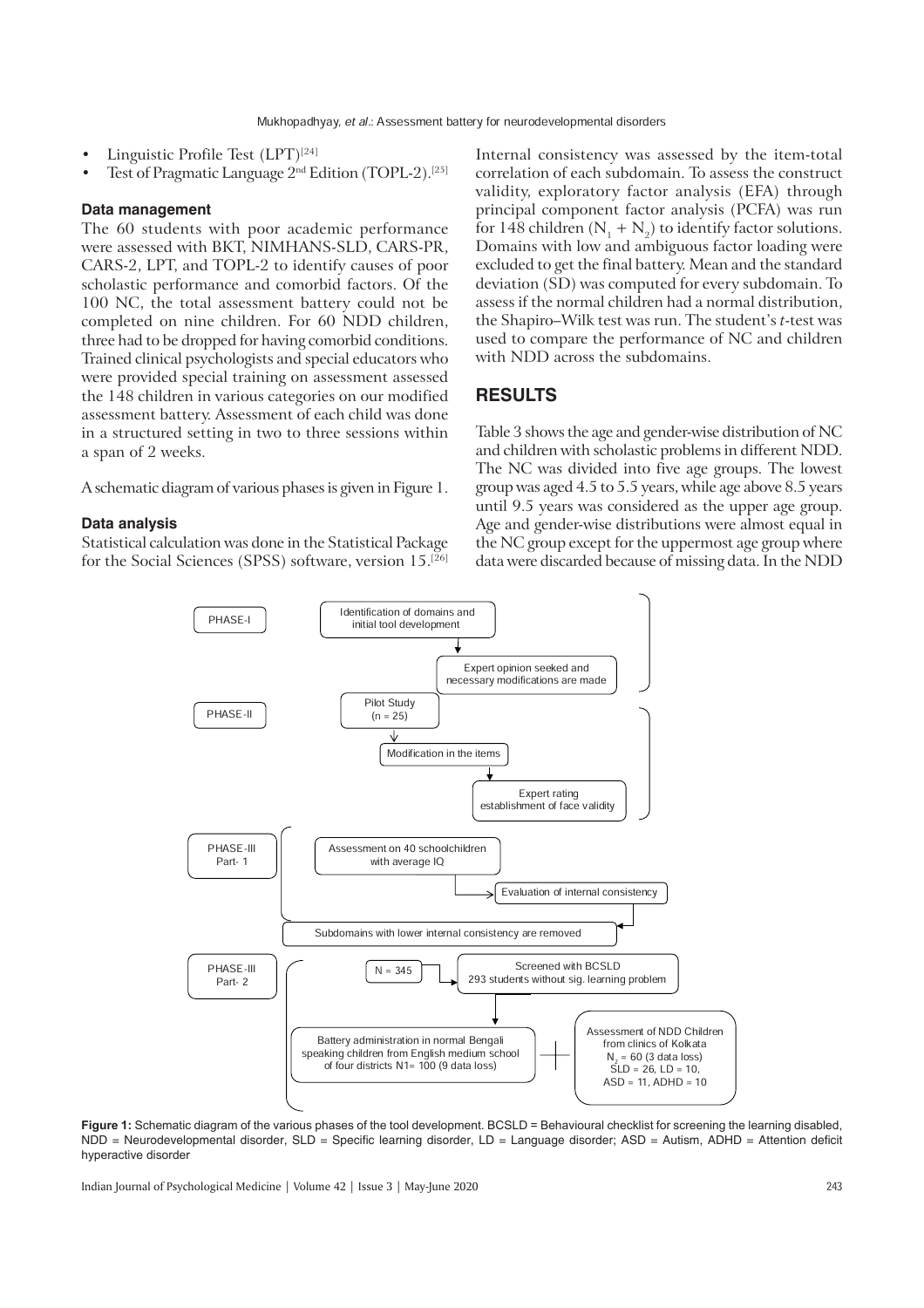- Linguistic Profile Test (LPT)[24]
- Test of Pragmatic Language 2nd Edition (TOPL-2).[25]

### Data management

The 60 students with poor academic performance were assessed with BKT, NIMHANS-SLD, CARS-PR, CARS-2, LPT, and TOPL-2 to identify causes of poor scholastic performance and comorbid factors. Of the 100 NC, the total assessment battery could not be completed on nine children. For 60 NDD children, three had to be dropped for having comorbid conditions. Trained clinical psychologists and special educators who were provided special training on assessment assessed the 148 children in various categories on our modified assessment battery. Assessment of each child was done in a structured setting in two to three sessions within a span of 2 weeks.

A schematic diagram of various phases is given in Figure 1.

### Data analysis

Statistical calculation was done in the Statistical Package for the Social Sciences (SPSS) software, version 15.[26] Internal consistency was assessed by the item-total correlation of each subdomain. To assess the construct validity, exploratory factor analysis (EFA) through principal component factor analysis (PCFA) was run for 148 children ($N_1 + N_2$) to identify factor solutions. Domains with low and ambiguous factor loading were excluded to get the final battery. Mean and the standard deviation (SD) was computed for every subdomain. To assess if the normal children had a normal distribution, the Shapiro–Wilk test was run. The student's *t*-test was used to compare the performance of NC and children with NDD across the subdomains.

## RESULTS

Table 3 shows the age and gender-wise distribution of NC and children with scholastic problems in different NDD. The NC was divided into five age groups. The lowest group was aged 4.5 to 5.5 years, while age above 8.5 years until 9.5 years was considered as the upper age group. Age and gender-wise distributions were almost equal in the NC group except for the uppermost age group where data were discarded because of missing data. In the NDD

PHASE-I: Identification of domains and initial tool development → Expert opinion seeked and necessary modifications are made

PHASE-II: Pilot Study (n = 25) → Modification in the items → Expert rating establishment of face validity

PHASE-III Part- 1: Assessment on 40 schoolchildren with average IQ → Evaluation of internal consistency → Subdomains with lower internal consistency are removed

PHASE-III Part- 2: N = 345 → Screened with BCSLD 293 students without sig. learning problem → Battery administration in normal Bengali speaking children from English medium school of four districts N1= 100 (9 data loss) + Assessment of NDD Children from clinics of Kolkata $N_2$ = 60 (3 data loss) SLD = 26, LD = 10, ASD = 11, ADHD = 10

**Figure 1:** Schematic diagram of the various phases of the tool development. BCSLD = Behavioural checklist for screening the learning disabled, NDD = Neurodevelopmental disorder, SLD = Specific learning disorder, LD = Language disorder; ASD = Autism, ADHD = Attention deficit hyperactive disorder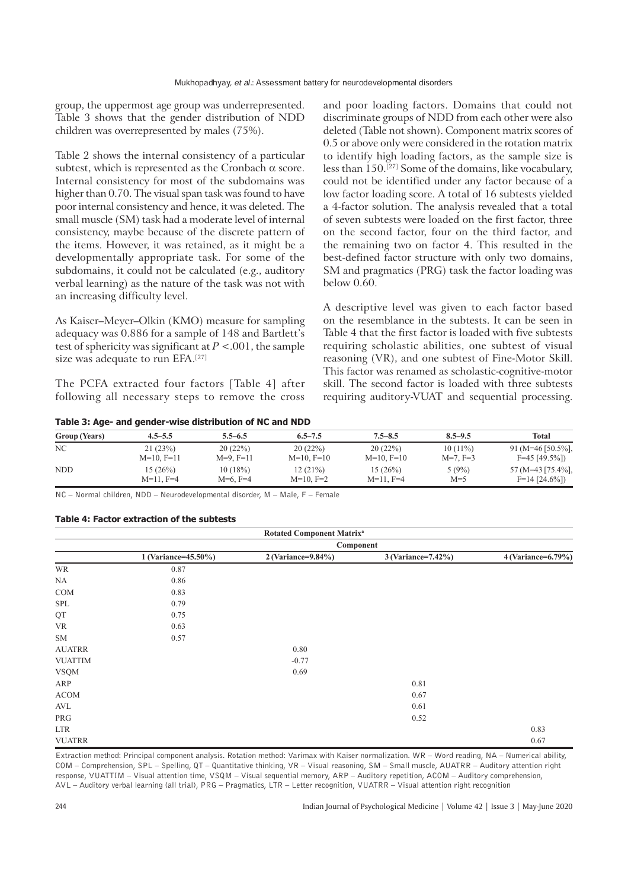group, the uppermost age group was underrepresented. Table 3 shows that the gender distribution of NDD children was overrepresented by males (75%).

Table 2 shows the internal consistency of a particular subtest, which is represented as the Cronbach α score. Internal consistency for most of the subdomains was higher than 0.70. The visual span task was found to have poor internal consistency and hence, it was deleted. The small muscle (SM) task had a moderate level of internal consistency, maybe because of the discrete pattern of the items. However, it was retained, as it might be a developmentally appropriate task. For some of the subdomains, it could not be calculated (e.g., auditory verbal learning) as the nature of the task was not with an increasing difficulty level.

As Kaiser–Meyer–Olkin (KMO) measure for sampling adequacy was 0.886 for a sample of 148 and Bartlett's test of sphericity was significant at $P < .001$, the sample size was adequate to run EFA.[27]

The PCFA extracted four factors [Table 4] after following all necessary steps to remove the cross and poor loading factors. Domains that could not discriminate groups of NDD from each other were also deleted (Table not shown). Component matrix scores of 0.5 or above only were considered in the rotation matrix to identify high loading factors, as the sample size is less than 150.[27] Some of the domains, like vocabulary, could not be identified under any factor because of a low factor loading score. A total of 16 subtests yielded a 4-factor solution. The analysis revealed that a total of seven subtests were loaded on the first factor, three on the second factor, four on the third factor, and the remaining two on factor 4. This resulted in the best-defined factor structure with only two domains, SM and pragmatics (PRG) task the factor loading was below 0.60.

A descriptive level was given to each factor based on the resemblance in the subtests. It can be seen in Table 4 that the first factor is loaded with five subtests requiring scholastic abilities, one subtest of visual reasoning (VR), and one subtest of Fine-Motor Skill. This factor was renamed as scholastic-cognitive-motor skill. The second factor is loaded with three subtests requiring auditory-VUAT and sequential processing.

**Table 3: Age- and gender-wise distribution of NC and NDD**

| Group (Years) | 4.5–5.5 | 5.5–6.5 | 6.5–7.5 | 7.5–8.5 | 8.5–9.5 | Total |
|---|---|---|---|---|---|---|
| NC | 21 (23%) M=10, F=11 | 20 (22%) M=9, F=11 | 20 (22%) M=10, F=10 | 20 (22%) M=10, F=10 | 10 (11%) M=7, F=3 | 91 (M=46 [50.5%], F=45 [49.5%]) |
| NDD | 15 (26%) M=11, F=4 | 10 (18%) M=6, F=4 | 12 (21%) M=10, F=2 | 15 (26%) M=11, F=4 | 5 (9%) M=5 | 57 (M=43 [75.4%], F=14 [24.6%]) |

NC – Normal children, NDD – Neurodevelopmental disorder, M – Male, F – Female

**Table 4: Factor extraction of the subtests**

| | Rotated Component Matrix[a] | | | |
|---|---|---|---|---|
| | Component | | | |
| | 1 (Variance=45.50%) | 2 (Variance=9.84%) | 3 (Variance=7.42%) | 4 (Variance=6.79%) |
| WR | 0.87 | | | |
| NA | 0.86 | | | |
| COM | 0.83 | | | |
| SPL | 0.79 | | | |
| QT | 0.75 | | | |
| VR | 0.63 | | | |
| SM | 0.57 | | | |
| AUATRR | | 0.80 | | |
| VUATTIM | | -0.77 | | |
| VSQM | | 0.69 | | |
| ARP | | | 0.81 | |
| ACOM | | | 0.67 | |
| AVL | | | 0.61 | |
| PRG | | | 0.52 | |
| LTR | | | | 0.83 |
| VUATRR | | | | 0.67 |

Extraction method: Principal component analysis. Rotation method: Varimax with Kaiser normalization. WR – Word reading, NA – Numerical ability, COM – Comprehension, SPL – Spelling, QT – Quantitative thinking, VR – Visual reasoning, SM – Small muscle, AUATRR – Auditory attention right response, VUATTIM – Visual attention time, VSQM – Visual sequential memory, ARP – Auditory repetition, ACOM – Auditory comprehension, AVL – Auditory verbal learning (all trial), PRG – Pragmatics, LTR – Letter recognition, VUATRR – Visual attention right recognition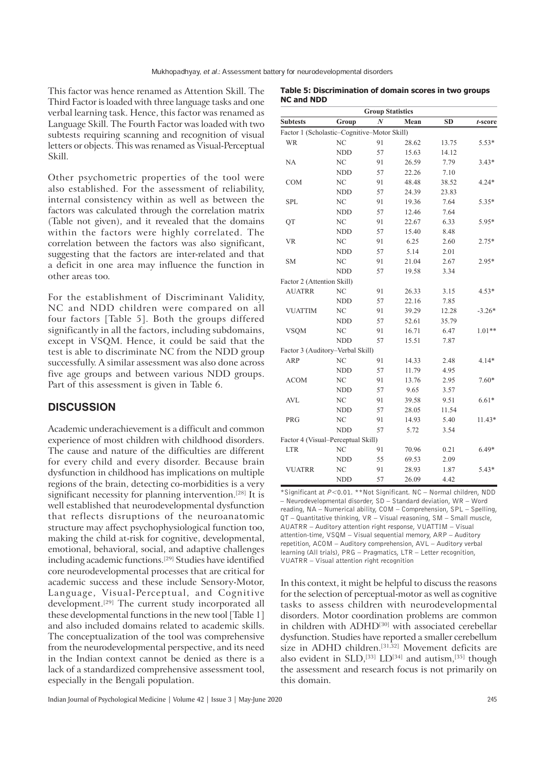This factor was hence renamed as Attention Skill. The Third Factor is loaded with three language tasks and one verbal learning task. Hence, this factor was renamed as Language Skill. The Fourth Factor was loaded with two subtests requiring scanning and recognition of visual letters or objects. This was renamed as Visual-Perceptual Skill.

Other psychometric properties of the tool were also established. For the assessment of reliability, internal consistency within as well as between the factors was calculated through the correlation matrix (Table not given), and it revealed that the domains within the factors were highly correlated. The correlation between the factors was also significant, suggesting that the factors are inter-related and that a deficit in one area may influence the function in other areas too.

For the establishment of Discriminant Validity, NC and NDD children were compared on all four factors [Table 5]. Both the groups differed significantly in all the factors, including subdomains, except in VSQM. Hence, it could be said that the test is able to discriminate NC from the NDD group successfully. A similar assessment was also done across five age groups and between various NDD groups. Part of this assessment is given in Table 6.

**Table 5: Discrimination of domain scores in two groups NC and NDD**

| Group Statistics | | | | | |
|---|---|---|---|---|---|
| **Subtests** | **Group** | ***N*** | **Mean** | **SD** | ***t*-score** |
| Factor 1 (Scholastic–Cognitive–Motor Skill) | | | | | |
| WR | NC | 91 | 28.62 | 13.75 | 5.53* |
| | NDD | 57 | 15.63 | 14.12 | |
| NA | NC | 91 | 26.59 | 7.79 | 3.43* |
| | NDD | 57 | 22.26 | 7.10 | |
| COM | NC | 91 | 48.48 | 38.52 | 4.24* |
| | NDD | 57 | 24.39 | 23.83 | |
| SPL | NC | 91 | 19.36 | 7.64 | 5.35* |
| | NDD | 57 | 12.46 | 7.64 | |
| QT | NC | 91 | 22.67 | 6.33 | 5.95* |
| | NDD | 57 | 15.40 | 8.48 | |
| VR | NC | 91 | 6.25 | 2.60 | 2.75* |
| | NDD | 57 | 5.14 | 2.01 | |
| SM | NC | 91 | 21.04 | 2.67 | 2.95* |
| | NDD | 57 | 19.58 | 3.34 | |
| Factor 2 (Attention Skill) | | | | | |
| AUATRR | NC | 91 | 26.33 | 3.15 | 4.53* |
| | NDD | 57 | 22.16 | 7.85 | |
| VUATTIM | NC | 91 | 39.29 | 12.28 | -3.26* |
| | NDD | 57 | 52.61 | 35.79 | |
| VSQM | NC | 91 | 16.71 | 6.47 | 1.01** |
| | NDD | 57 | 15.51 | 7.87 | |
| Factor 3 (Auditory–Verbal Skill) | | | | | |
| ARP | NC | 91 | 14.33 | 2.48 | 4.14* |
| | NDD | 57 | 11.79 | 4.95 | |
| ACOM | NC | 91 | 13.76 | 2.95 | 7.60* |
| | NDD | 57 | 9.65 | 3.57 | |
| AVL | NC | 91 | 39.58 | 9.51 | 6.61* |
| | NDD | 57 | 28.05 | 11.54 | |
| PRG | NC | 91 | 14.93 | 5.40 | 11.43* |
| | NDD | 57 | 5.72 | 3.54 | |
| Factor 4 (Visual–Perceptual Skill) | | | | | |
| LTR | NC | 91 | 70.96 | 0.21 | 6.49* |
| | NDD | 55 | 69.53 | 2.09 | |
| VUATRR | NC | 91 | 28.93 | 1.87 | 5.43* |
| | NDD | 57 | 26.09 | 4.42 | |

*Significant at $P<0.01$. **Not Significant. NC – Normal children, NDD – Neurodevelopmental disorder, SD – Standard deviation, WR – Word reading, NA – Numerical ability, COM – Comprehension, SPL – Spelling, QT – Quantitative thinking, VR – Visual reasoning, SM – Small muscle, AUATRR – Auditory attention right response, VUATTIM – Visual attention-time, VSQM – Visual sequential memory, ARP – Auditory repetition, ACOM – Auditory comprehension, AVL – Auditory verbal learning (All trials), PRG – Pragmatics, LTR – Letter recognition, VUATRR – Visual attention right recognition

## DISCUSSION

Academic underachievement is a difficult and common experience of most children with childhood disorders. The cause and nature of the difficulties are different for every child and every disorder. Because brain dysfunction in childhood has implications on multiple regions of the brain, detecting co-morbidities is a very significant necessity for planning intervention.[28] It is well established that neurodevelopmental dysfunction that reflects disruptions of the neuroanatomic structure may affect psychophysiological function too, making the child at-risk for cognitive, developmental, emotional, behavioral, social, and adaptive challenges including academic functions.[29] Studies have identified core neurodevelopmental processes that are critical for academic success and these include Sensory-Motor, Language, Visual-Perceptual, and Cognitive development.[29] The current study incorporated all these developmental functions in the new tool [Table 1] and also included domains related to academic skills. The conceptualization of the tool was comprehensive from the neurodevelopmental perspective, and its need in the Indian context cannot be denied as there is a lack of a standardized comprehensive assessment tool, especially in the Bengali population.

In this context, it might be helpful to discuss the reasons for the selection of perceptual-motor as well as cognitive tasks to assess children with neurodevelopmental disorders. Motor coordination problems are common in children with ADHD[30] with associated cerebellar dysfunction. Studies have reported a smaller cerebellum size in ADHD children.[31,32] Movement deficits are also evident in SLD,[33] LD[34] and autism,[35] though the assessment and research focus is not primarily on this domain.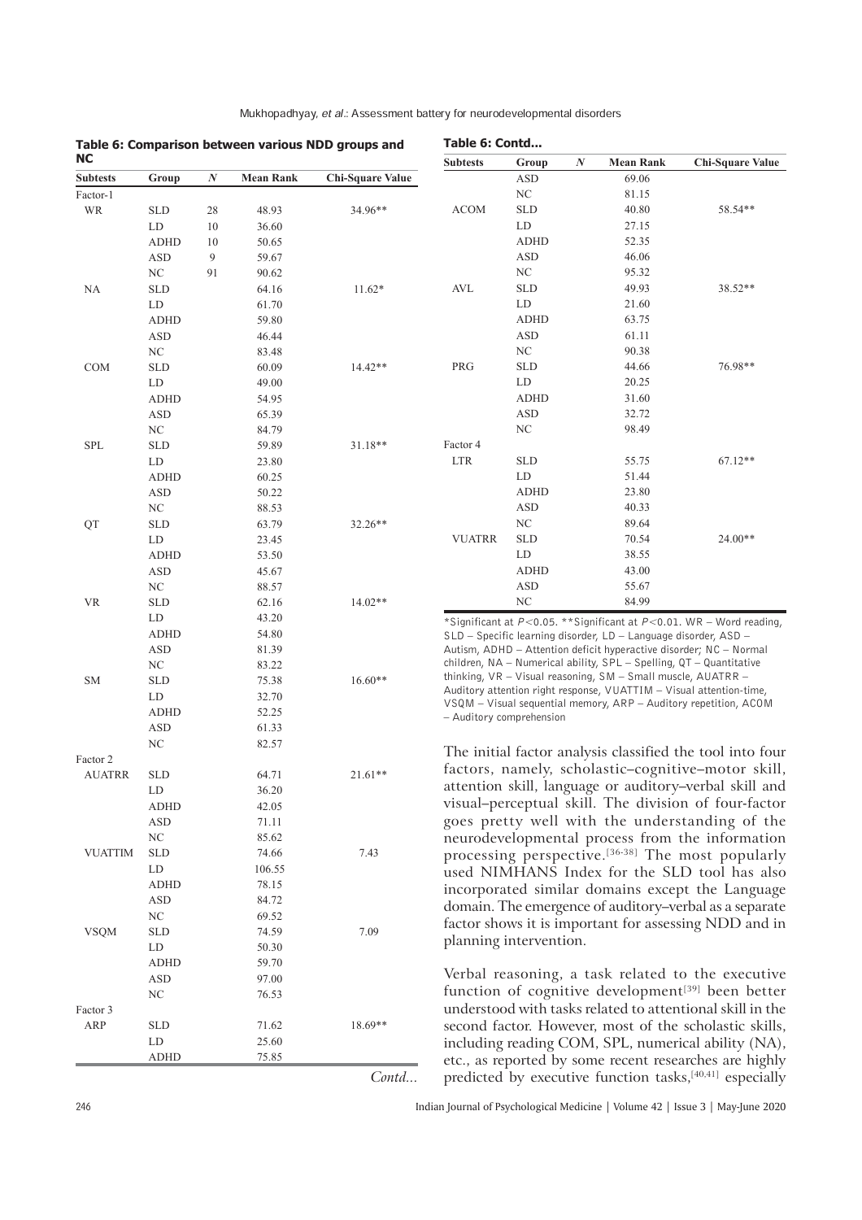**Table 6: Comparison between various NDD groups and NC**

| Subtests | Group | N | Mean Rank | Chi-Square Value |
|---|---|---|---|---|
| Factor-1 | | | | |
| WR | SLD | 28 | 48.93 | 34.96** |
| | LD | 10 | 36.60 | |
| | ADHD | 10 | 50.65 | |
| | ASD | 9 | 59.67 | |
| | NC | 91 | 90.62 | |
| NA | SLD | | 64.16 | 11.62* |
| | LD | | 61.70 | |
| | ADHD | | 59.80 | |
| | ASD | | 46.44 | |
| | NC | | 83.48 | |
| COM | SLD | | 60.09 | 14.42** |
| | LD | | 49.00 | |
| | ADHD | | 54.95 | |
| | ASD | | 65.39 | |
| | NC | | 84.79 | |
| SPL | SLD | | 59.89 | 31.18** |
| | LD | | 23.80 | |
| | ADHD | | 60.25 | |
| | ASD | | 50.22 | |
| | NC | | 88.53 | |
| QT | SLD | | 63.79 | 32.26** |
| | LD | | 23.45 | |
| | ADHD | | 53.50 | |
| | ASD | | 45.67 | |
| | NC | | 88.57 | |
| VR | SLD | | 62.16 | 14.02** |
| | LD | | 43.20 | |
| | ADHD | | 54.80 | |
| | ASD | | 81.39 | |
| | NC | | 83.22 | |
| SM | SLD | | 75.38 | 16.60** |
| | LD | | 32.70 | |
| | ADHD | | 52.25 | |
| | ASD | | 61.33 | |
| | NC | | 82.57 | |
| Factor 2 | | | | |
| AUATRR | SLD | | 64.71 | 21.61** |
| | LD | | 36.20 | |
| | ADHD | | 42.05 | |
| | ASD | | 71.11 | |
| | NC | | 85.62 | |
| VUATTIM | SLD | | 74.66 | 7.43 |
| | LD | | 106.55 | |
| | ADHD | | 78.15 | |
| | ASD | | 84.72 | |
| | NC | | 69.52 | |
| VSQM | SLD | | 74.59 | 7.09 |
| | LD | | 50.30 | |
| | ADHD | | 59.70 | |
| | ASD | | 97.00 | |
| | NC | | 76.53 | |
| Factor 3 | | | | |
| ARP | SLD | | 71.62 | 18.69** |
| | LD | | 25.60 | |
| | ADHD | | 75.85 | |
| | ASD | | 69.06 | |
| | NC | | 81.15 | |
| ACOM | SLD | | 40.80 | 58.54** |
| | LD | | 27.15 | |
| | ADHD | | 52.35 | |
| | ASD | | 46.06 | |
| | NC | | 95.32 | |
| AVL | SLD | | 49.93 | 38.52** |
| | LD | | 21.60 | |
| | ADHD | | 63.75 | |
| | ASD | | 61.11 | |
| | NC | | 90.38 | |
| PRG | SLD | | 44.66 | 76.98** |
| | LD | | 20.25 | |
| | ADHD | | 31.60 | |
| | ASD | | 32.72 | |
| | NC | | 98.49 | |
| Factor 4 | | | | |
| LTR | SLD | | 55.75 | 67.12** |
| | LD | | 51.44 | |
| | ADHD | | 23.80 | |
| | ASD | | 40.33 | |
| | NC | | 89.64 | |
| VUATRR | SLD | | 70.54 | 24.00** |
| | LD | | 38.55 | |
| | ADHD | | 43.00 | |
| | ASD | | 55.67 | |
| | NC | | 84.99 | |

*Significant at $P<0.05$. **Significant at $P<0.01$. WR – Word reading, SLD – Specific learning disorder, LD – Language disorder, ASD – Autism, ADHD – Attention deficit hyperactive disorder; NC – Normal children, NA – Numerical ability, SPL – Spelling, QT – Quantitative thinking, VR – Visual reasoning, SM – Small muscle, AUATRR – Auditory attention right response, VUATTIM – Visual attention-time, VSQM – Visual sequential memory, ARP – Auditory repetition, ACOM – Auditory comprehension

The initial factor analysis classified the tool into four factors, namely, scholastic–cognitive–motor skill, attention skill, language or auditory–verbal skill and visual–perceptual skill. The division of four-factor goes pretty well with the understanding of the neurodevelopmental process from the information processing perspective.[36-38] The most popularly used NIMHANS Index for the SLD tool has also incorporated similar domains except the Language domain. The emergence of auditory–verbal as a separate factor shows it is important for assessing NDD and in planning intervention.

Verbal reasoning, a task related to the executive function of cognitive development[39] been better understood with tasks related to attentional skill in the second factor. However, most of the scholastic skills, including reading COM, SPL, numerical ability (NA), etc., as reported by some recent researches are highly predicted by executive function tasks,[40,41] especially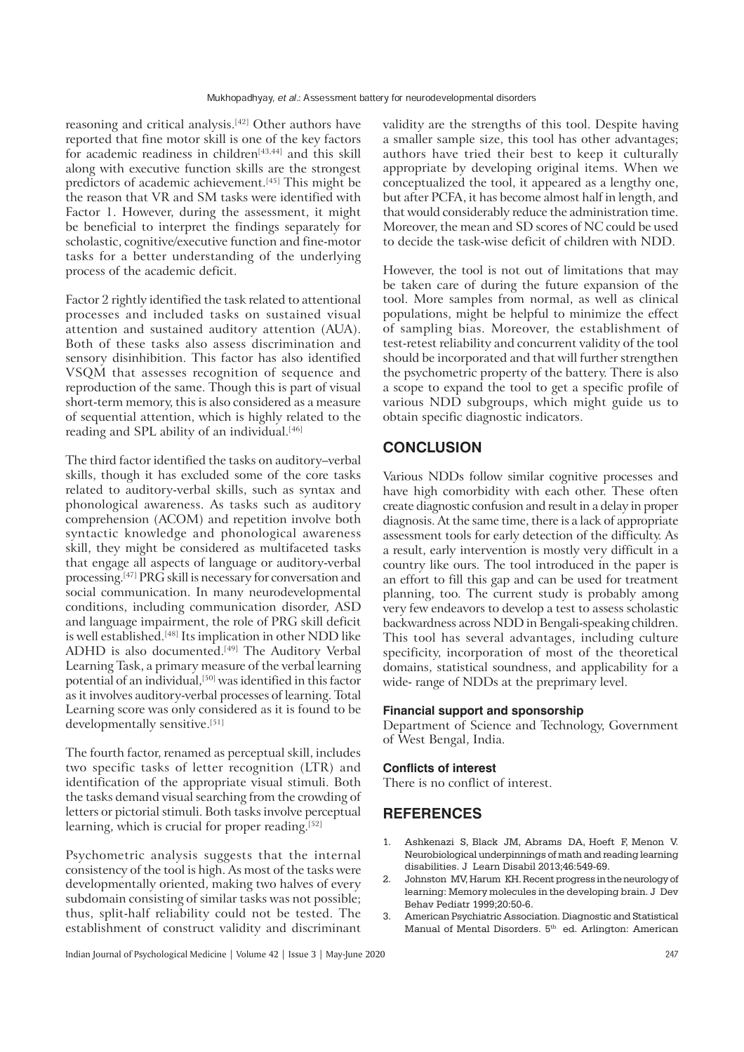reasoning and critical analysis.[42] Other authors have reported that fine motor skill is one of the key factors for academic readiness in children[43,44] and this skill along with executive function skills are the strongest predictors of academic achievement.[45] This might be the reason that VR and SM tasks were identified with Factor 1. However, during the assessment, it might be beneficial to interpret the findings separately for scholastic, cognitive/executive function and fine-motor tasks for a better understanding of the underlying process of the academic deficit.

Factor 2 rightly identified the task related to attentional processes and included tasks on sustained visual attention and sustained auditory attention (AUA). Both of these tasks also assess discrimination and sensory disinhibition. This factor has also identified VSQM that assesses recognition of sequence and reproduction of the same. Though this is part of visual short-term memory, this is also considered as a measure of sequential attention, which is highly related to the reading and SPL ability of an individual.[46]

The third factor identified the tasks on auditory–verbal skills, though it has excluded some of the core tasks related to auditory-verbal skills, such as syntax and phonological awareness. As tasks such as auditory comprehension (ACOM) and repetition involve both syntactic knowledge and phonological awareness skill, they might be considered as multifaceted tasks that engage all aspects of language or auditory-verbal processing.[47] PRG skill is necessary for conversation and social communication. In many neurodevelopmental conditions, including communication disorder, ASD and language impairment, the role of PRG skill deficit is well established.[48] Its implication in other NDD like ADHD is also documented.[49] The Auditory Verbal Learning Task, a primary measure of the verbal learning potential of an individual,[50] was identified in this factor as it involves auditory-verbal processes of learning. Total Learning score was only considered as it is found to be developmentally sensitive.[51]

The fourth factor, renamed as perceptual skill, includes two specific tasks of letter recognition (LTR) and identification of the appropriate visual stimuli. Both the tasks demand visual searching from the crowding of letters or pictorial stimuli. Both tasks involve perceptual learning, which is crucial for proper reading.[52]

Psychometric analysis suggests that the internal consistency of the tool is high. As most of the tasks were developmentally oriented, making two halves of every subdomain consisting of similar tasks was not possible; thus, split-half reliability could not be tested. The establishment of construct validity and discriminant validity are the strengths of this tool. Despite having a smaller sample size, this tool has other advantages; authors have tried their best to keep it culturally appropriate by developing original items. When we conceptualized the tool, it appeared as a lengthy one, but after PCFA, it has become almost half in length, and that would considerably reduce the administration time. Moreover, the mean and SD scores of NC could be used to decide the task-wise deficit of children with NDD.

However, the tool is not out of limitations that may be taken care of during the future expansion of the tool. More samples from normal, as well as clinical populations, might be helpful to minimize the effect of sampling bias. Moreover, the establishment of test-retest reliability and concurrent validity of the tool should be incorporated and that will further strengthen the psychometric property of the battery. There is also a scope to expand the tool to get a specific profile of various NDD subgroups, which might guide us to obtain specific diagnostic indicators.

## CONCLUSION

Various NDDs follow similar cognitive processes and have high comorbidity with each other. These often create diagnostic confusion and result in a delay in proper diagnosis. At the same time, there is a lack of appropriate assessment tools for early detection of the difficulty. As a result, early intervention is mostly very difficult in a country like ours. The tool introduced in the paper is an effort to fill this gap and can be used for treatment planning, too. The current study is probably among very few endeavors to develop a test to assess scholastic backwardness across NDD in Bengali-speaking children. This tool has several advantages, including culture specificity, incorporation of most of the theoretical domains, statistical soundness, and applicability for a wide- range of NDDs at the preprimary level.

#### Financial support and sponsorship

Department of Science and Technology, Government of West Bengal, India.

#### Conflicts of interest

There is no conflict of interest.

## REFERENCES

1. Ashkenazi S, Black JM, Abrams DA, Hoeft F, Menon V. Neurobiological underpinnings of math and reading learning disabilities. J Learn Disabil 2013;46:549-69.
2. Johnston MV, Harum KH. Recent progress in the neurology of learning: Memory molecules in the developing brain. J Dev Behav Pediatr 1999;20:50-6.
3. American Psychiatric Association. Diagnostic and Statistical Manual of Mental Disorders. 5th ed. Arlington: American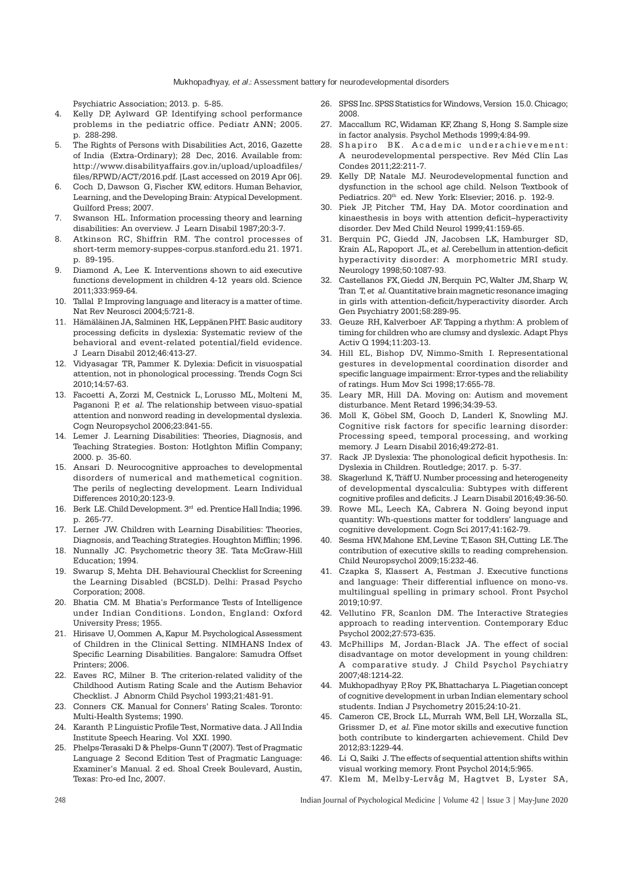Psychiatric Association; 2013. p. 5-85.

4. Kelly DP, Aylward GP. Identifying school performance problems in the pediatric office. Pediatr ANN; 2005. p. 288-298.
5. The Rights of Persons with Disabilities Act, 2016, Gazette of India (Extra-Ordinary); 28 Dec, 2016. Available from: http://www.disabilityaffairs.gov.in/upload/uploadfiles/files/RPWD/ACT/2016.pdf. [Last accessed on 2019 Apr 06].
6. Coch D, Dawson G, Fischer KW, editors. Human Behavior, Learning, and the Developing Brain: Atypical Development. Guilford Press; 2007.
7. Swanson HL. Information processing theory and learning disabilities: An overview. J Learn Disabil 1987;20:3-7.
8. Atkinson RC, Shiffrin RM. The control processes of short-term memory-suppes-corpus.stanford.edu 21. 1971. p. 89-195.
9. Diamond A, Lee K. Interventions shown to aid executive functions development in children 4-12 years old. Science 2011;333:959-64.
10. Tallal P. Improving language and literacy is a matter of time. Nat Rev Neurosci 2004;5:721-8.
11. Hämäläinen JA, Salminen HK, Leppänen PHT. Basic auditory processing deficits in dyslexia: Systematic review of the behavioral and event-related potential/field evidence. J Learn Disabil 2012;46:413-27.
12. Vidyasagar TR, Pammer K. Dylexia: Deficit in visuospatial attention, not in phonological processing. Trends Cogn Sci 2010;14:57-63.
13. Facoetti A, Zorzi M, Cestnick L, Lorusso ML, Molteni M, Paganoni P, *et al.* The relationship between visuo-spatial attention and nonword reading in developmental dyslexia. Cogn Neuropsychol 2006;23:841-55.
14. Lemer J. Learning Disabilities: Theories, Diagnosis, and Teaching Strategies. Boston: Hotlghton Miflin Company; 2000. p. 35-60.
15. Ansari D. Neurocognitive approaches to developmental disorders of numerical and mathematical cognition. The perils of neglecting development. Learn Individual Differences 2010;20:123-9.
16. Berk LE. Child Development. 3rd ed. Prentice Hall India; 1996. p. 265-77.
17. Lerner JW. Children with Learning Disabilities: Theories, Diagnosis, and Teaching Strategies. Houghton Mifflin; 1996.
18. Nunnally JC. Psychometric theory 3E. Tata McGraw-Hill Education; 1994.
19. Swarup S, Mehta DH. Behavioural Checklist for Screening the Learning Disabled (BCSLD). Delhi: Prasad Psycho Corporation; 2008.
20. Bhatia CM. M Bhatia's Performance Tests of Intelligence under Indian Conditions. London, England: Oxford University Press; 1955.
21. Hirisave U, Oommen A, Kapur M. Psychological Assessment of Children in the Clinical Setting. NIMHANS Index of Specific Learning Disabilities. Bangalore: Samudra Offset Printers; 2006.
22. Eaves RC, Milner B. The criterion-related validity of the Childhood Autism Rating Scale and the Autism Behavior Checklist. J Abnorm Child Psychol 1993;21:481-91.
23. Conners CK. Manual for Conners' Rating Scales. Toronto: Multi-Health Systems; 1990.
24. Karanth P. Linguistic Profile Test, Normative data. J All India Institute Speech Hearing. Vol XXI. 1990.
25. Phelps-Terasaki D & Phelps-Gunn T (2007). Test of Pragmatic Language 2 Second Edition Test of Pragmatic Language: Examiner's Manual. 2 ed. Shoal Creek Boulevard, Austin, Texas: Pro-ed Inc, 2007.
26. SPSS Inc. SPSS Statistics for Windows, Version 15.0. Chicago; 2008.
27. Maccallum RC, Widaman KF, Zhang S, Hong S. Sample size in factor analysis. Psychol Methods 1999;4:84-99.
28. Shapiro BK. Academic underachievement: A neurodevelopmental perspective. Rev Méd Clín Las Condes 2011;22:211-7.
29. Kelly DP, Natale MJ. Neurodevelopmental function and dysfunction in the school age child. Nelson Textbook of Pediatrics. 20th ed. New York: Elsevier; 2016. p. 192-9.
30. Piek JP, Pitcher TM, Hay DA. Motor coordination and kinaesthesis in boys with attention deficit–hyperactivity disorder. Dev Med Child Neurol 1999;41:159-65.
31. Berquin PC, Giedd JN, Jacobsen LK, Hamburger SD, Krain AL, Rapoport JL, *et al.* Cerebellum in attention-deficit hyperactivity disorder: A morphometric MRI study. Neurology 1998;50:1087-93.
32. Castellanos FX, Giedd JN, Berquin PC, Walter JM, Sharp W, Tran T, *et al.* Quantitative brain magnetic resonance imaging in girls with attention-deficit/hyperactivity disorder. Arch Gen Psychiatry 2001;58:289-95.
33. Geuze RH, Kalverboer AF. Tapping a rhythm: A problem of timing for children who are clumsy and dyslexic. Adapt Phys Activ Q 1994;11:203-13.
34. Hill EL, Bishop DV, Nimmo-Smith I. Representational gestures in developmental coordination disorder and specific language impairment: Error-types and the reliability of ratings. Hum Mov Sci 1998;17:655-78.
35. Leary MR, Hill DA. Moving on: Autism and movement disturbance. Ment Retard 1996;34:39-53.
36. Moll K, Göbel SM, Gooch D, Landerl K, Snowling MJ. Cognitive risk factors for specific learning disorder: Processing speed, temporal processing, and working memory. J Learn Disabil 2016;49:272-81.
37. Rack JP. Dyslexia: The phonological deficit hypothesis. In: Dyslexia in Children. Routledge; 2017. p. 5-37.
38. Skagerlund K, Träff U. Number processing and heterogeneity of developmental dyscalculia: Subtypes with different cognitive profiles and deficits. J Learn Disabil 2016;49:36-50.
39. Rowe ML, Leech KA, Cabrera N. Going beyond input quantity: Wh-questions matter for toddlers' language and cognitive development. Cogn Sci 2017;41:162-79.
40. Sesma HW, Mahone EM, Levine T, Eason SH, Cutting LE. The contribution of executive skills to reading comprehension. Child Neuropsychol 2009;15:232-46.
41. Czapka S, Klassert A, Festman J. Executive functions and language: Their differential influence on mono-vs. multilingual spelling in primary school. Front Psychol 2019;10:97.
42. Vellutino FR, Scanlon DM. The Interactive Strategies approach to reading intervention. Contemporary Educ Psychol 2002;27:573-635.
43. McPhillips M, Jordan-Black JA. The effect of social disadvantage on motor development in young children: A comparative study. J Child Psychol Psychiatry 2007;48:1214-22.
44. Mukhopadhyay P, Roy PK, Bhattacharya L. Piagetian concept of cognitive development in urban Indian elementary school students. Indian J Psychometry 2015;24:10-21.
45. Cameron CE, Brock LL, Murrah WM, Bell LH, Worzalla SL, Grissmer D, *et al.* Fine motor skills and executive function both contribute to kindergarten achievement. Child Dev 2012;83:1229-44.
46. Li Q, Saiki J. The effects of sequential attention shifts within visual working memory. Front Psychol 2014;5:965.
47. Klem M, Melby-Lervåg M, Hagtvet B, Lyster SA,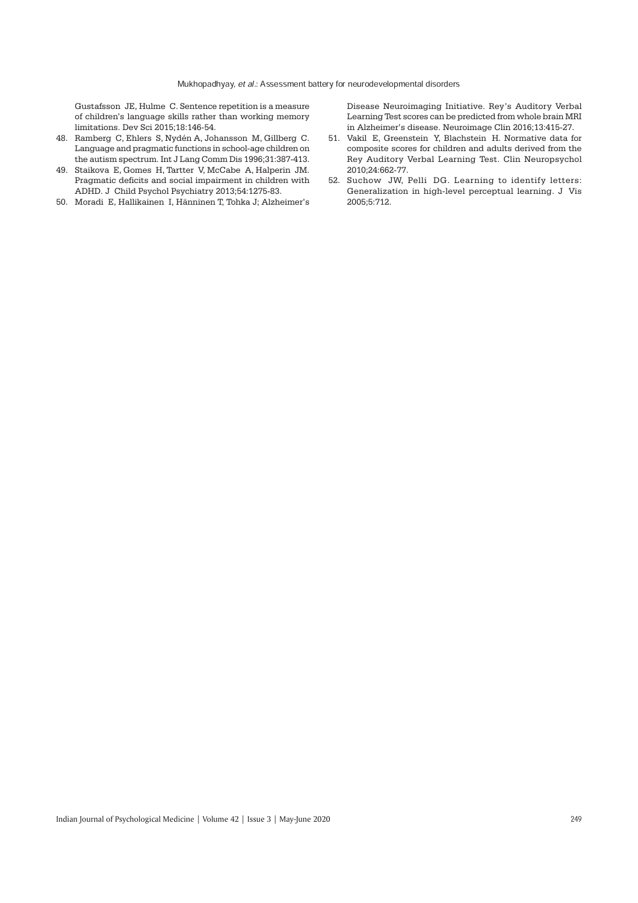Gustafsson JE, Hulme C. Sentence repetition is a measure of children's language skills rather than working memory limitations. Dev Sci 2015;18:146-54.

48. Ramberg C, Ehlers S, Nydén A, Johansson M, Gillberg C. Language and pragmatic functions in school-age children on the autism spectrum. Int J Lang Comm Dis 1996;31:387-413.
49. Staikova E, Gomes H, Tartter V, McCabe A, Halperin JM. Pragmatic deficits and social impairment in children with ADHD. J Child Psychol Psychiatry 2013;54:1275-83.
50. Moradi E, Hallikainen I, Hänninen T, Tohka J; Alzheimer's Disease Neuroimaging Initiative. Rey's Auditory Verbal Learning Test scores can be predicted from whole brain MRI in Alzheimer's disease. Neuroimage Clin 2016;13:415-27.
51. Vakil E, Greenstein Y, Blachstein H. Normative data for composite scores for children and adults derived from the Rey Auditory Verbal Learning Test. Clin Neuropsychol 2010;24:662-77.
52. Suchow JW, Pelli DG. Learning to identify letters: Generalization in high-level perceptual learning. J Vis 2005;5:712.